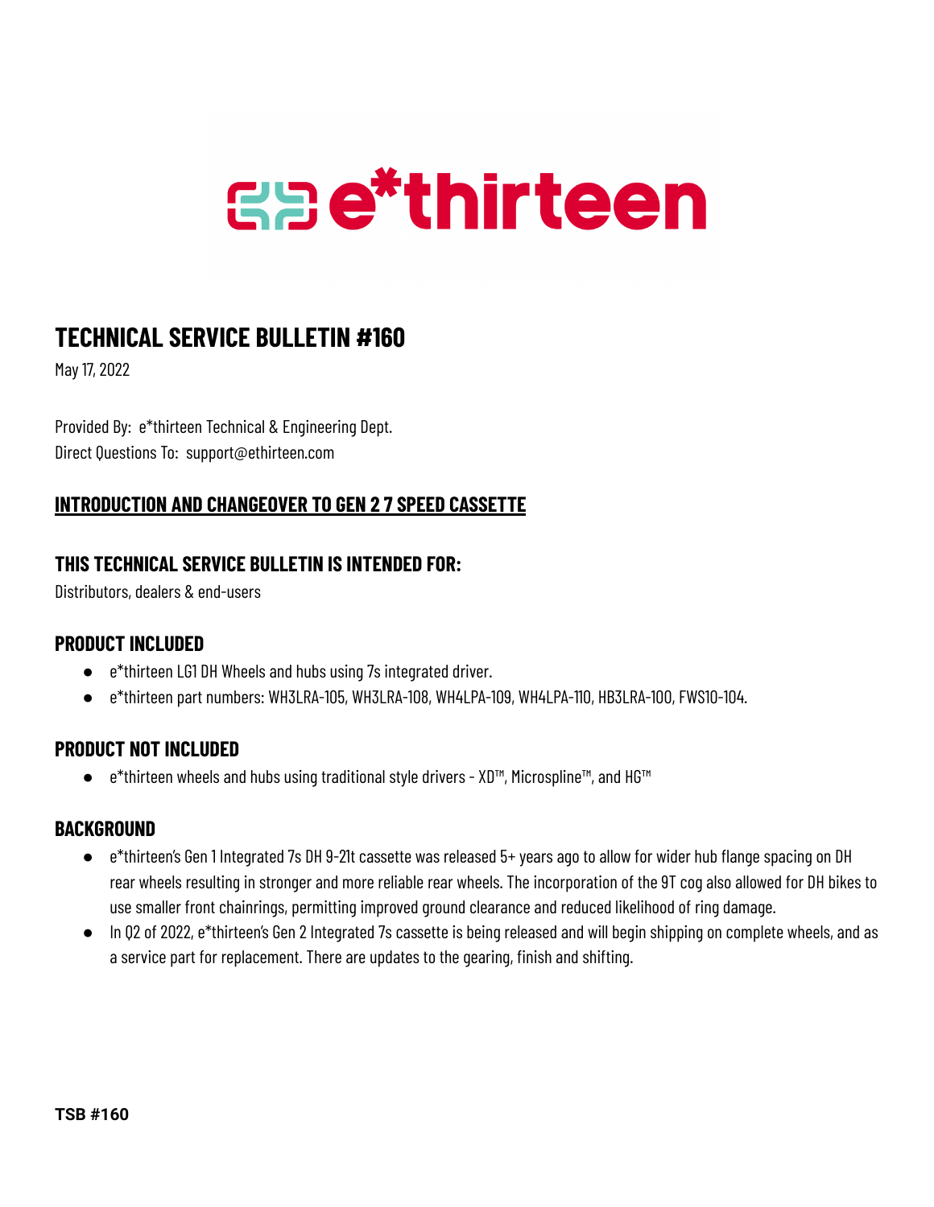e*thirteen

# TECHNICAL SERVICE BULLETIN #160

May 17, 2022

Provided By: e*thirteen Technical & Engineering Dept.
Direct Questions To: support@ethirteen.com

## INTRODUCTION AND CHANGEOVER TO GEN 2 7 SPEED CASSETTE

### THIS TECHNICAL SERVICE BULLETIN IS INTENDED FOR:

Distributors, dealers & end-users

### PRODUCT INCLUDED

- e*thirteen LG1 DH Wheels and hubs using 7s integrated driver.
- e*thirteen part numbers: WH3LRA-105, WH3LRA-108, WH4LPA-109, WH4LPA-110, HB3LRA-100, FWS10-104.

### PRODUCT NOT INCLUDED

- e*thirteen wheels and hubs using traditional style drivers - XD™, Microspline™, and HG™

### BACKGROUND

- e*thirteen's Gen 1 Integrated 7s DH 9-21t cassette was released 5+ years ago to allow for wider hub flange spacing on DH rear wheels resulting in stronger and more reliable rear wheels. The incorporation of the 9T cog also allowed for DH bikes to use smaller front chainrings, permitting improved ground clearance and reduced likelihood of ring damage.
- In Q2 of 2022, e*thirteen's Gen 2 Integrated 7s cassette is being released and will begin shipping on complete wheels, and as a service part for replacement. There are updates to the gearing, finish and shifting.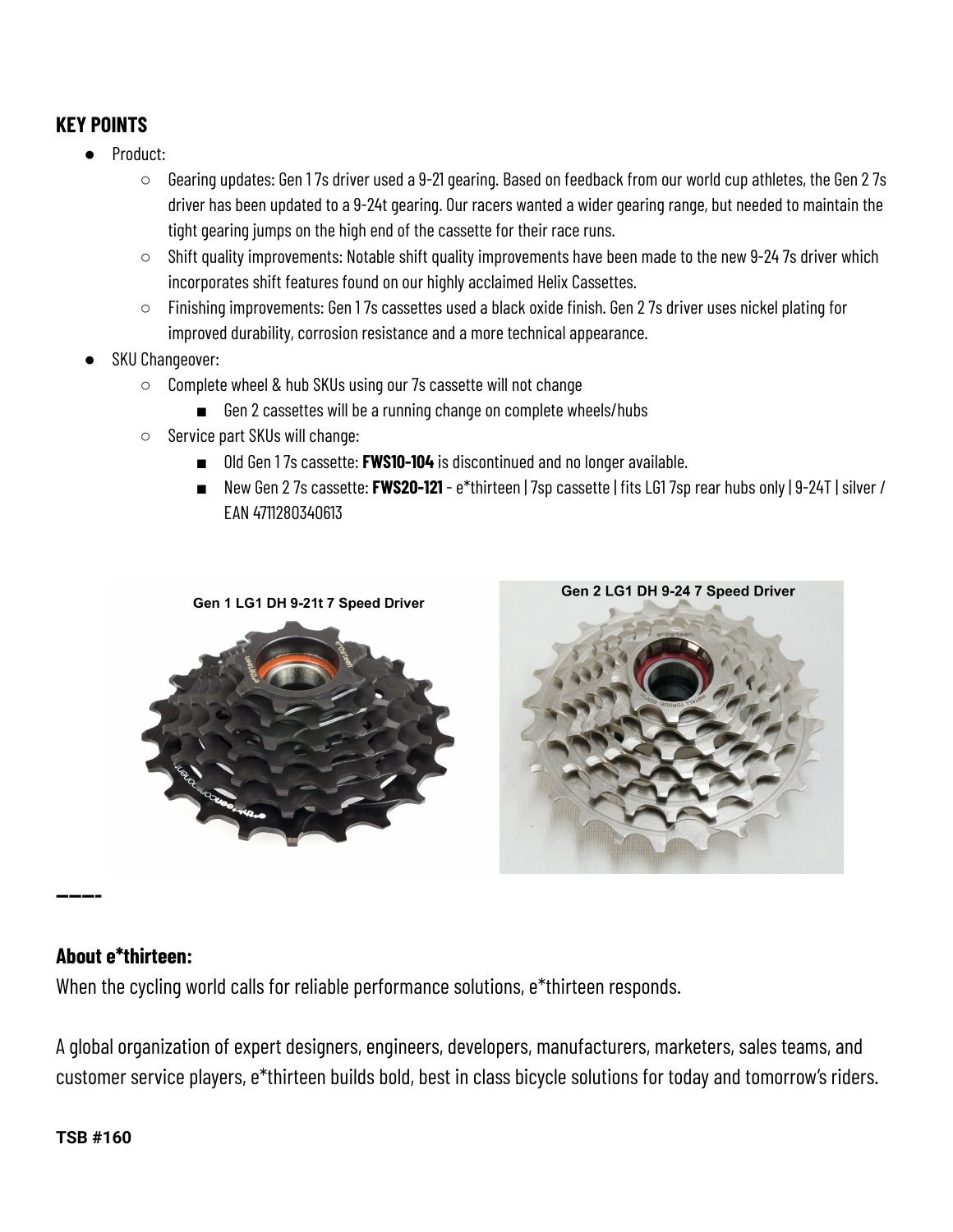### KEY POINTS

- Product:
  - Gearing updates: Gen 1 7s driver used a 9-21 gearing. Based on feedback from our world cup athletes, the Gen 2 7s driver has been updated to a 9-24t gearing. Our racers wanted a wider gearing range, but needed to maintain the tight gearing jumps on the high end of the cassette for their race runs.
  - Shift quality improvements: Notable shift quality improvements have been made to the new 9-24 7s driver which incorporates shift features found on our highly acclaimed Helix Cassettes.
  - Finishing improvements: Gen 1 7s cassettes used a black oxide finish. Gen 2 7s driver uses nickel plating for improved durability, corrosion resistance and a more technical appearance.
- SKU Changeover:
  - Complete wheel & hub SKUs using our 7s cassette will not change
    - Gen 2 cassettes will be a running change on complete wheels/hubs
  - Service part SKUs will change:
    - Old Gen 1 7s cassette: **FWS10-104** is discontinued and no longer available.
    - New Gen 2 7s cassette: **FWS20-121** - e*thirteen | 7sp cassette | fits LG1 7sp rear hubs only | 9-24T | silver / EAN 4711280340613

Gen 1 LG1 DH 9-21t 7 Speed Driver

Gen 2 LG1 DH 9-24 7 Speed Driver

----

### About e*thirteen:

When the cycling world calls for reliable performance solutions, e*thirteen responds.

A global organization of expert designers, engineers, developers, manufacturers, marketers, sales teams, and customer service players, e*thirteen builds bold, best in class bicycle solutions for today and tomorrow's riders.

**TSB #160**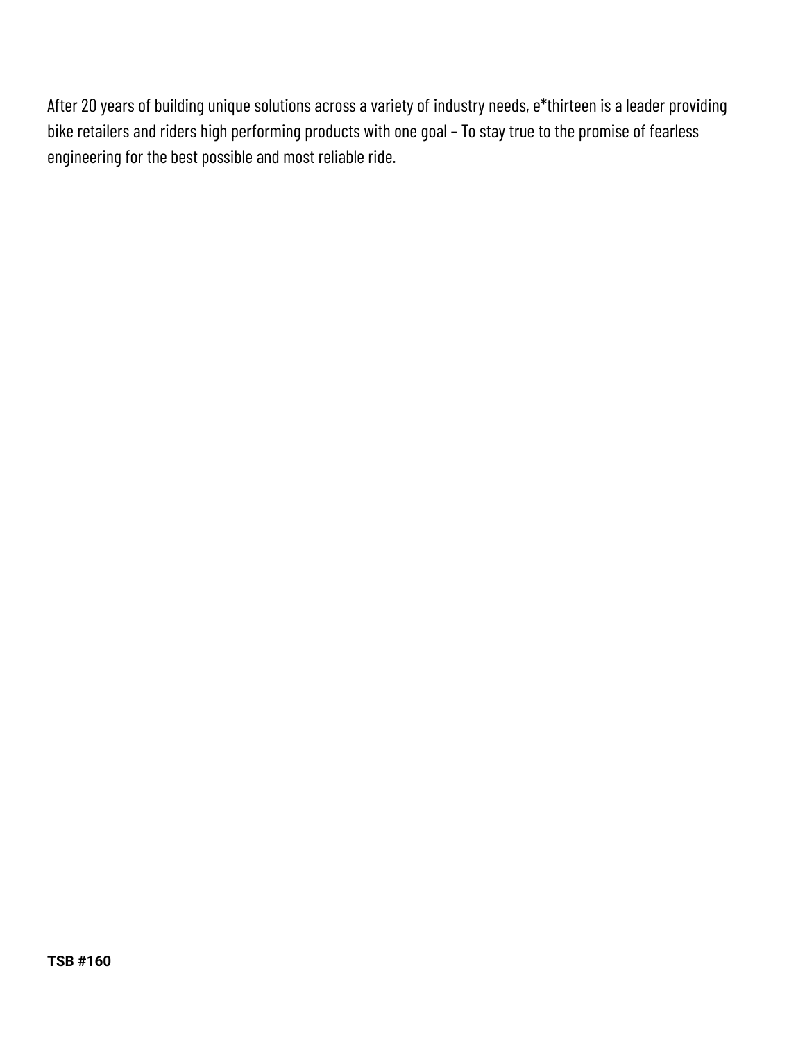After 20 years of building unique solutions across a variety of industry needs, e*thirteen is a leader providing bike retailers and riders high performing products with one goal – To stay true to the promise of fearless engineering for the best possible and most reliable ride.